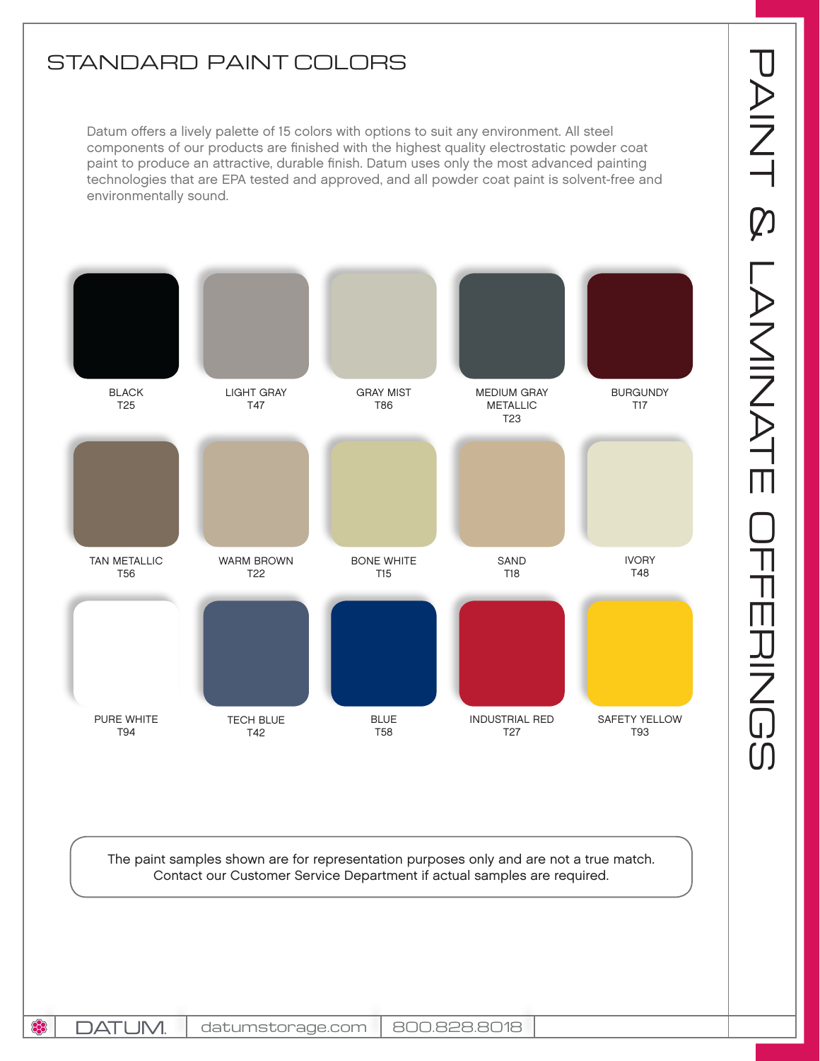# STANDARD PAINT COLORS

Datum offers a lively palette of 15 colors with options to suit any environment. All steel components of our products are finished with the highest quality electrostatic powder coat paint to produce an attractive, durable finish. Datum uses only the most advanced painting technologies that are EPA tested and approved, and all powder coat paint is solvent-free and environmentally sound.

| | | | | |
|---|---|---|---|---|
| BLACK T25 | LIGHT GRAY T47 | GRAY MIST T86 | MEDIUM GRAY METALLIC T23 | BURGUNDY T17 |
| TAN METALLIC T56 | WARM BROWN T22 | BONE WHITE T15 | SAND T18 | IVORY T48 |
| PURE WHITE T94 | TECH BLUE T42 | BLUE T58 | INDUSTRIAL RED T27 | SAFETY YELLOW T93 |

The paint samples shown are for representation purposes only and are not a true match. Contact our Customer Service Department if actual samples are required.

PAINT & LAMINATE OFFERINGS

DATUM. | datumstorage.com | 800.828.8018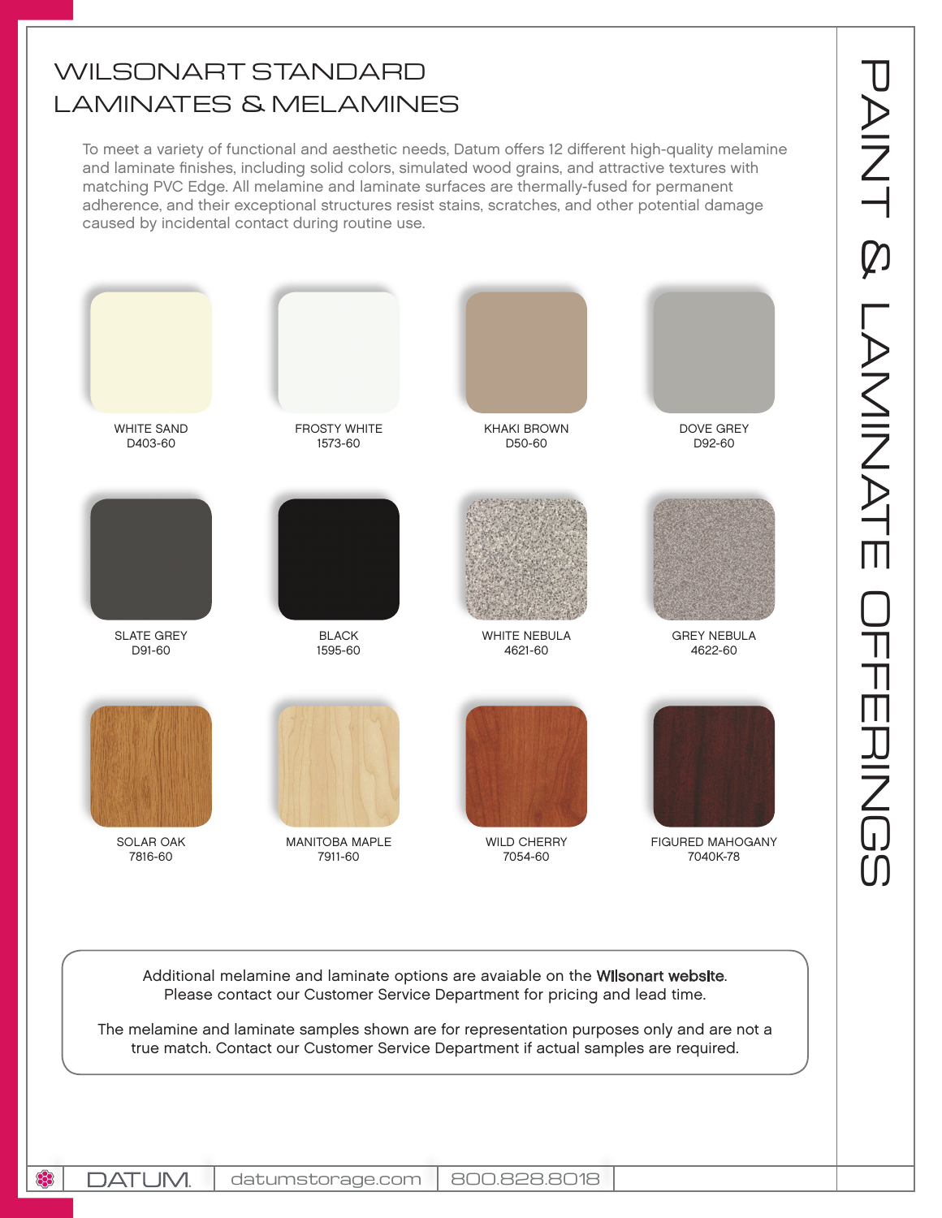# WILSONART STANDARD LAMINATES & MELAMINES

To meet a variety of functional and aesthetic needs, Datum offers 12 different high-quality melamine and laminate finishes, including solid colors, simulated wood grains, and attractive textures with matching PVC Edge. All melamine and laminate surfaces are thermally-fused for permanent adherence, and their exceptional structures resist stains, scratches, and other potential damage caused by incidental contact during routine use.

WHITE SAND
D403-60

FROSTY WHITE
1573-60

KHAKI BROWN
D50-60

DOVE GREY
D92-60

SLATE GREY
D91-60

BLACK
1595-60

WHITE NEBULA
4621-60

GREY NEBULA
4622-60

SOLAR OAK
7816-60

MANITOBA MAPLE
7911-60

WILD CHERRY
7054-60

FIGURED MAHOGANY
7040K-78

Additional melamine and laminate options are avaiable on the **Wilsonart website**. Please contact our Customer Service Department for pricing and lead time.

The melamine and laminate samples shown are for representation purposes only and are not a true match. Contact our Customer Service Department if actual samples are required.

PAINT & LAMINATE OFFERINGS